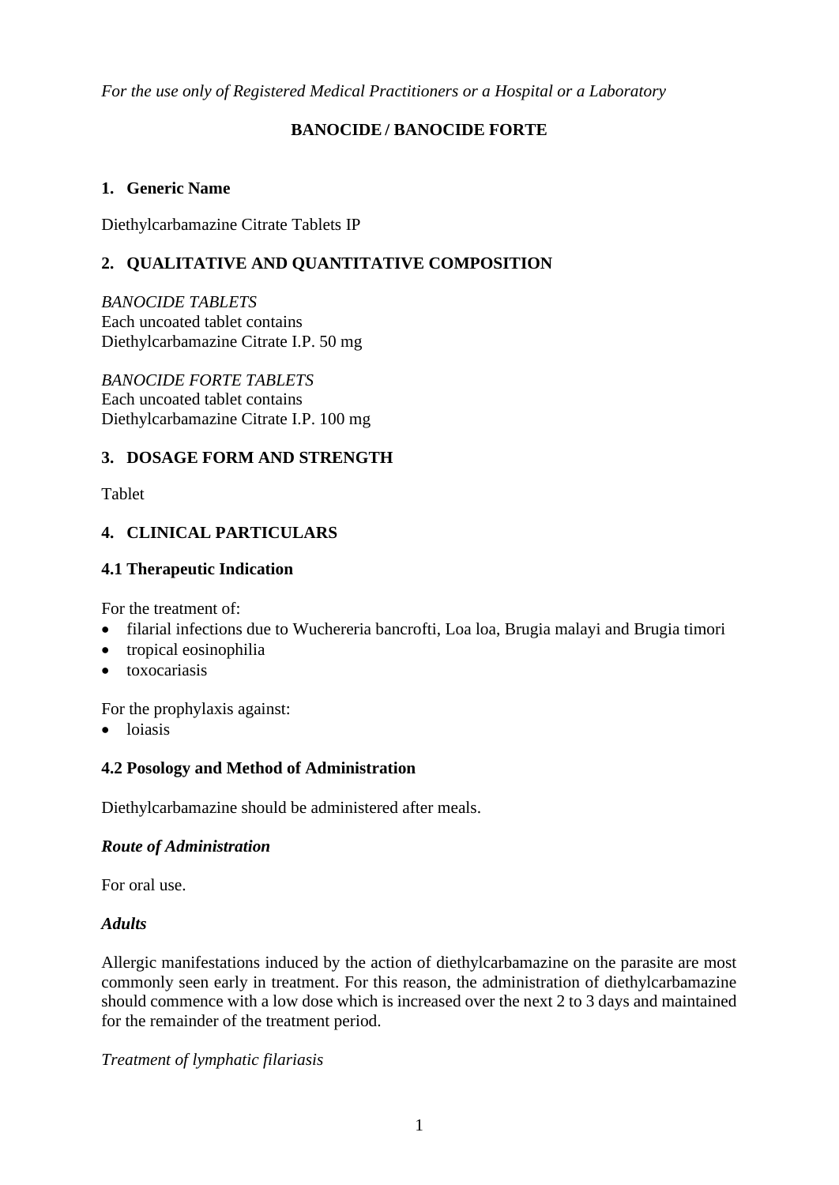*For the use only of Registered Medical Practitioners or a Hospital or a Laboratory*

# BANOCIDE / BANOCIDE FORTE

## 1. Generic Name

Diethylcarbamazine Citrate Tablets IP

## 2. QUALITATIVE AND QUANTITATIVE COMPOSITION

*BANOCIDE TABLETS*
Each uncoated tablet contains
Diethylcarbamazine Citrate I.P. 50 mg

*BANOCIDE FORTE TABLETS*
Each uncoated tablet contains
Diethylcarbamazine Citrate I.P. 100 mg

## 3. DOSAGE FORM AND STRENGTH

Tablet

## 4. CLINICAL PARTICULARS

### 4.1 Therapeutic Indication

For the treatment of:

- filarial infections due to Wuchereria bancrofti, Loa loa, Brugia malayi and Brugia timori
- tropical eosinophilia
- toxocariasis

For the prophylaxis against:

- loiasis

### 4.2 Posology and Method of Administration

Diethylcarbamazine should be administered after meals.

***Route of Administration***

For oral use.

***Adults***

Allergic manifestations induced by the action of diethylcarbamazine on the parasite are most commonly seen early in treatment. For this reason, the administration of diethylcarbamazine should commence with a low dose which is increased over the next 2 to 3 days and maintained for the remainder of the treatment period.

*Treatment of lymphatic filariasis*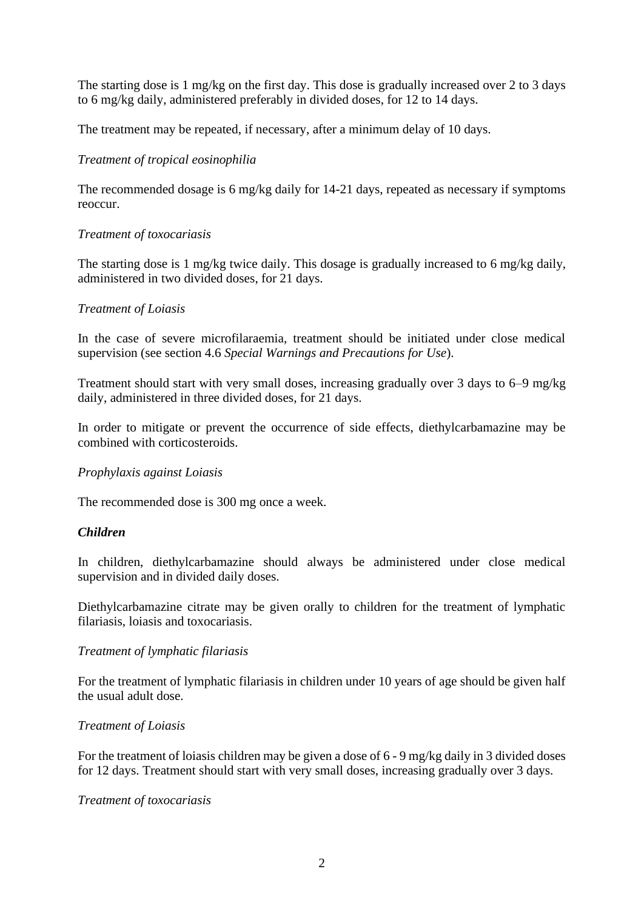The starting dose is 1 mg/kg on the first day. This dose is gradually increased over 2 to 3 days to 6 mg/kg daily, administered preferably in divided doses, for 12 to 14 days.

The treatment may be repeated, if necessary, after a minimum delay of 10 days.

*Treatment of tropical eosinophilia*

The recommended dosage is 6 mg/kg daily for 14-21 days, repeated as necessary if symptoms reoccur.

*Treatment of toxocariasis*

The starting dose is 1 mg/kg twice daily. This dosage is gradually increased to 6 mg/kg daily, administered in two divided doses, for 21 days.

*Treatment of Loiasis*

In the case of severe microfilaraemia, treatment should be initiated under close medical supervision (see section 4.6 *Special Warnings and Precautions for Use*).

Treatment should start with very small doses, increasing gradually over 3 days to 6–9 mg/kg daily, administered in three divided doses, for 21 days.

In order to mitigate or prevent the occurrence of side effects, diethylcarbamazine may be combined with corticosteroids.

*Prophylaxis against Loiasis*

The recommended dose is 300 mg once a week.

***Children***

In children, diethylcarbamazine should always be administered under close medical supervision and in divided daily doses.

Diethylcarbamazine citrate may be given orally to children for the treatment of lymphatic filariasis, loiasis and toxocariasis.

*Treatment of lymphatic filariasis*

For the treatment of lymphatic filariasis in children under 10 years of age should be given half the usual adult dose.

*Treatment of Loiasis*

For the treatment of loiasis children may be given a dose of 6 - 9 mg/kg daily in 3 divided doses for 12 days. Treatment should start with very small doses, increasing gradually over 3 days.

*Treatment of toxocariasis*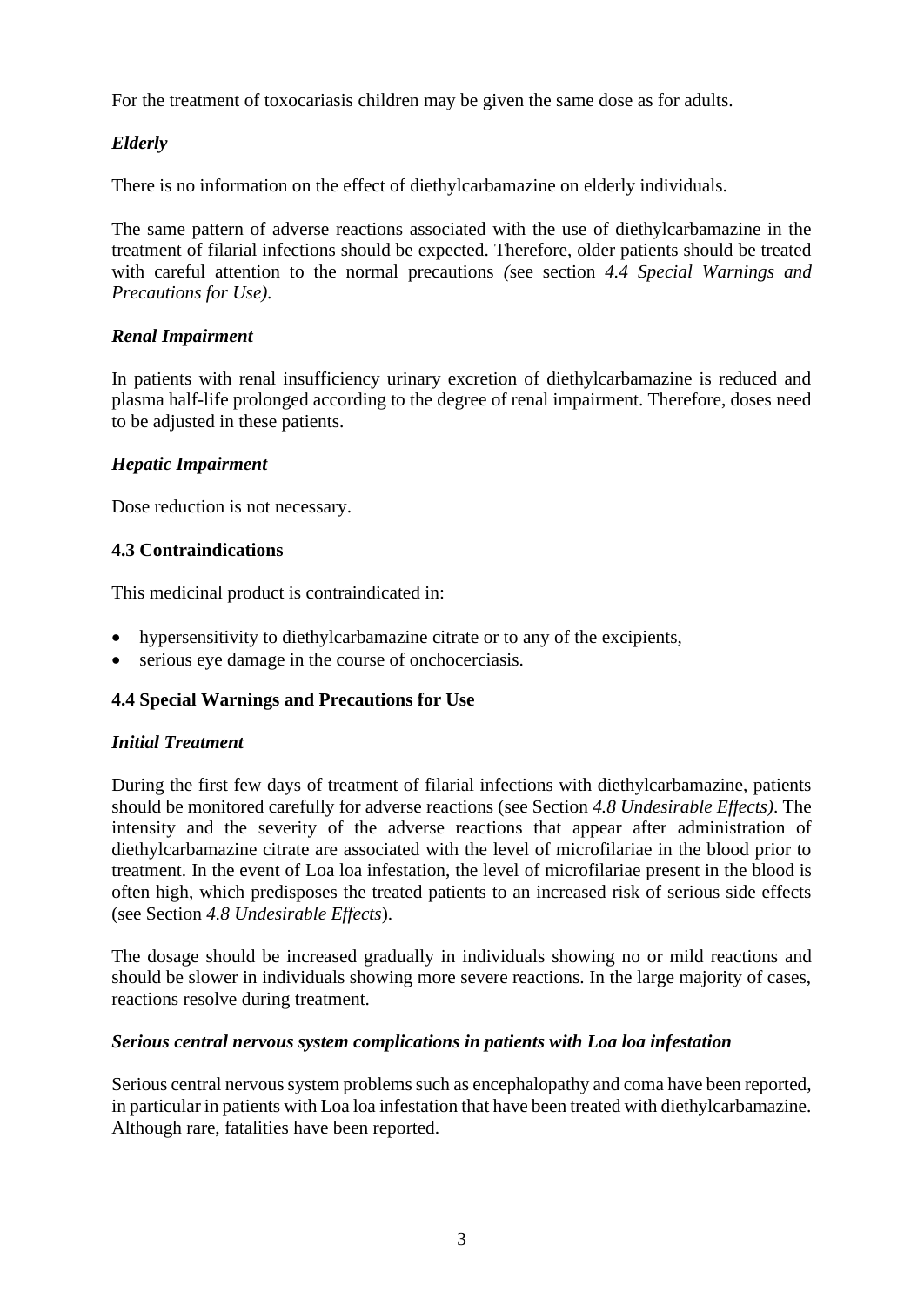For the treatment of toxocariasis children may be given the same dose as for adults.

***Elderly***

There is no information on the effect of diethylcarbamazine on elderly individuals.

The same pattern of adverse reactions associated with the use of diethylcarbamazine in the treatment of filarial infections should be expected. Therefore, older patients should be treated with careful attention to the normal precautions *(*see section *4.4 Special Warnings and Precautions for Use).*

***Renal Impairment***

In patients with renal insufficiency urinary excretion of diethylcarbamazine is reduced and plasma half-life prolonged according to the degree of renal impairment. Therefore, doses need to be adjusted in these patients.

***Hepatic Impairment***

Dose reduction is not necessary.

**4.3 Contraindications**

This medicinal product is contraindicated in:

- hypersensitivity to diethylcarbamazine citrate or to any of the excipients,
- serious eye damage in the course of onchocerciasis.

**4.4 Special Warnings and Precautions for Use**

***Initial Treatment***

During the first few days of treatment of filarial infections with diethylcarbamazine, patients should be monitored carefully for adverse reactions (see Section *4.8 Undesirable Effects)*. The intensity and the severity of the adverse reactions that appear after administration of diethylcarbamazine citrate are associated with the level of microfilariae in the blood prior to treatment. In the event of Loa loa infestation, the level of microfilariae present in the blood is often high, which predisposes the treated patients to an increased risk of serious side effects (see Section *4.8 Undesirable Effects*).

The dosage should be increased gradually in individuals showing no or mild reactions and should be slower in individuals showing more severe reactions. In the large majority of cases, reactions resolve during treatment.

***Serious central nervous system complications in patients with Loa loa infestation***

Serious central nervous system problems such as encephalopathy and coma have been reported, in particular in patients with Loa loa infestation that have been treated with diethylcarbamazine. Although rare, fatalities have been reported.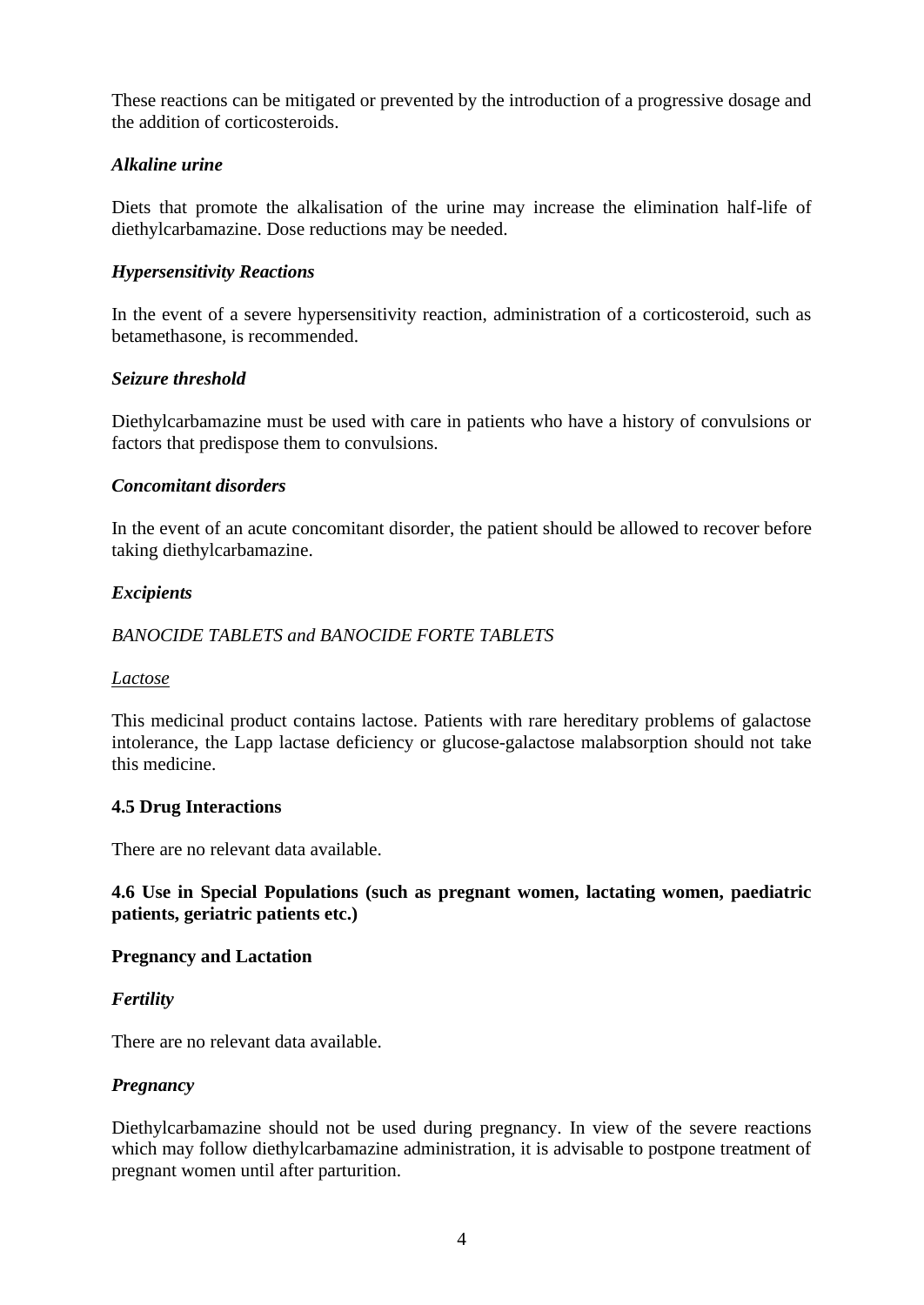These reactions can be mitigated or prevented by the introduction of a progressive dosage and the addition of corticosteroids.

***Alkaline urine***

Diets that promote the alkalisation of the urine may increase the elimination half-life of diethylcarbamazine. Dose reductions may be needed.

***Hypersensitivity Reactions***

In the event of a severe hypersensitivity reaction, administration of a corticosteroid, such as betamethasone, is recommended.

***Seizure threshold***

Diethylcarbamazine must be used with care in patients who have a history of convulsions or factors that predispose them to convulsions.

***Concomitant disorders***

In the event of an acute concomitant disorder, the patient should be allowed to recover before taking diethylcarbamazine.

***Excipients***

*BANOCIDE TABLETS and BANOCIDE FORTE TABLETS*

*Lactose*

This medicinal product contains lactose. Patients with rare hereditary problems of galactose intolerance, the Lapp lactase deficiency or glucose-galactose malabsorption should not take this medicine.

**4.5 Drug Interactions**

There are no relevant data available.

**4.6 Use in Special Populations (such as pregnant women, lactating women, paediatric patients, geriatric patients etc.)**

**Pregnancy and Lactation**

***Fertility***

There are no relevant data available.

***Pregnancy***

Diethylcarbamazine should not be used during pregnancy. In view of the severe reactions which may follow diethylcarbamazine administration, it is advisable to postpone treatment of pregnant women until after parturition.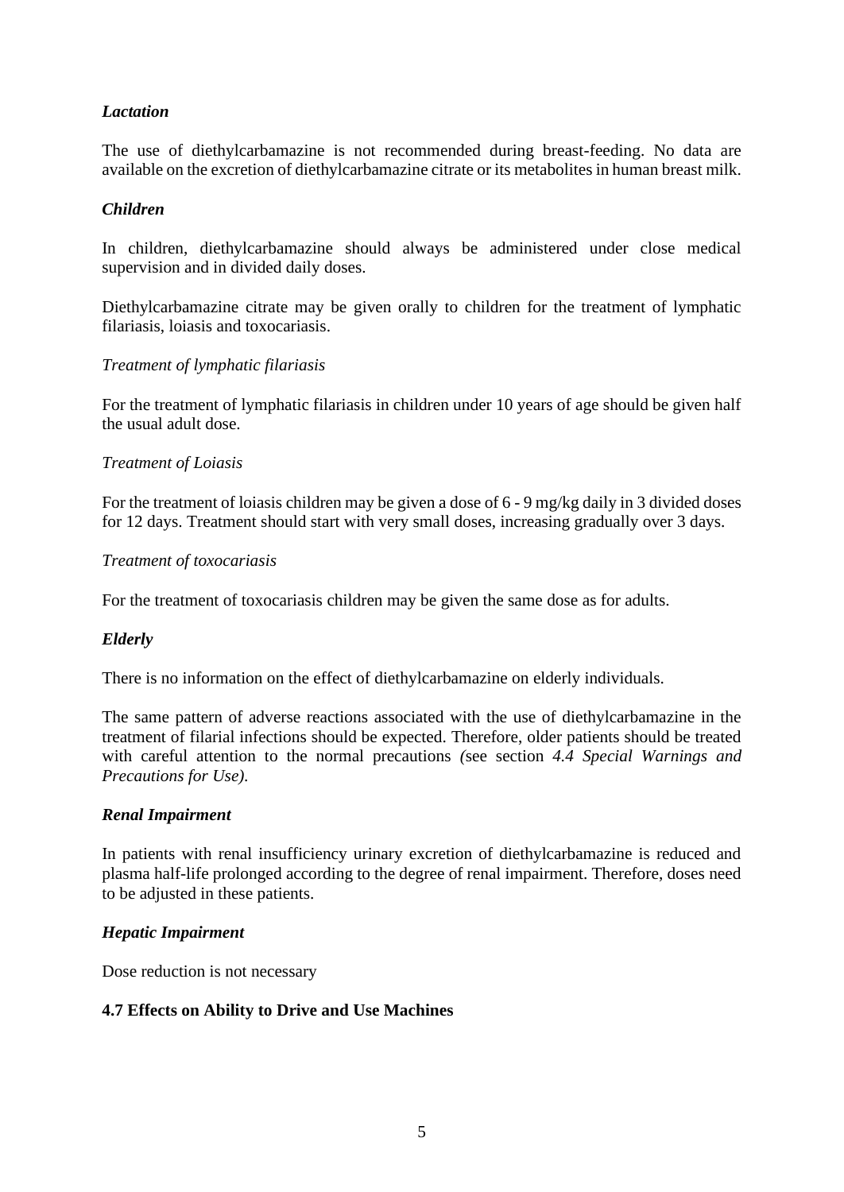***Lactation***

The use of diethylcarbamazine is not recommended during breast-feeding. No data are available on the excretion of diethylcarbamazine citrate or its metabolites in human breast milk.

***Children***

In children, diethylcarbamazine should always be administered under close medical supervision and in divided daily doses.

Diethylcarbamazine citrate may be given orally to children for the treatment of lymphatic filariasis, loiasis and toxocariasis.

*Treatment of lymphatic filariasis*

For the treatment of lymphatic filariasis in children under 10 years of age should be given half the usual adult dose.

*Treatment of Loiasis*

For the treatment of loiasis children may be given a dose of 6 - 9 mg/kg daily in 3 divided doses for 12 days. Treatment should start with very small doses, increasing gradually over 3 days.

*Treatment of toxocariasis*

For the treatment of toxocariasis children may be given the same dose as for adults.

***Elderly***

There is no information on the effect of diethylcarbamazine on elderly individuals.

The same pattern of adverse reactions associated with the use of diethylcarbamazine in the treatment of filarial infections should be expected. Therefore, older patients should be treated with careful attention to the normal precautions *(*see section *4.4 Special Warnings and Precautions for Use).*

***Renal Impairment***

In patients with renal insufficiency urinary excretion of diethylcarbamazine is reduced and plasma half-life prolonged according to the degree of renal impairment. Therefore, doses need to be adjusted in these patients.

***Hepatic Impairment***

Dose reduction is not necessary

**4.7 Effects on Ability to Drive and Use Machines**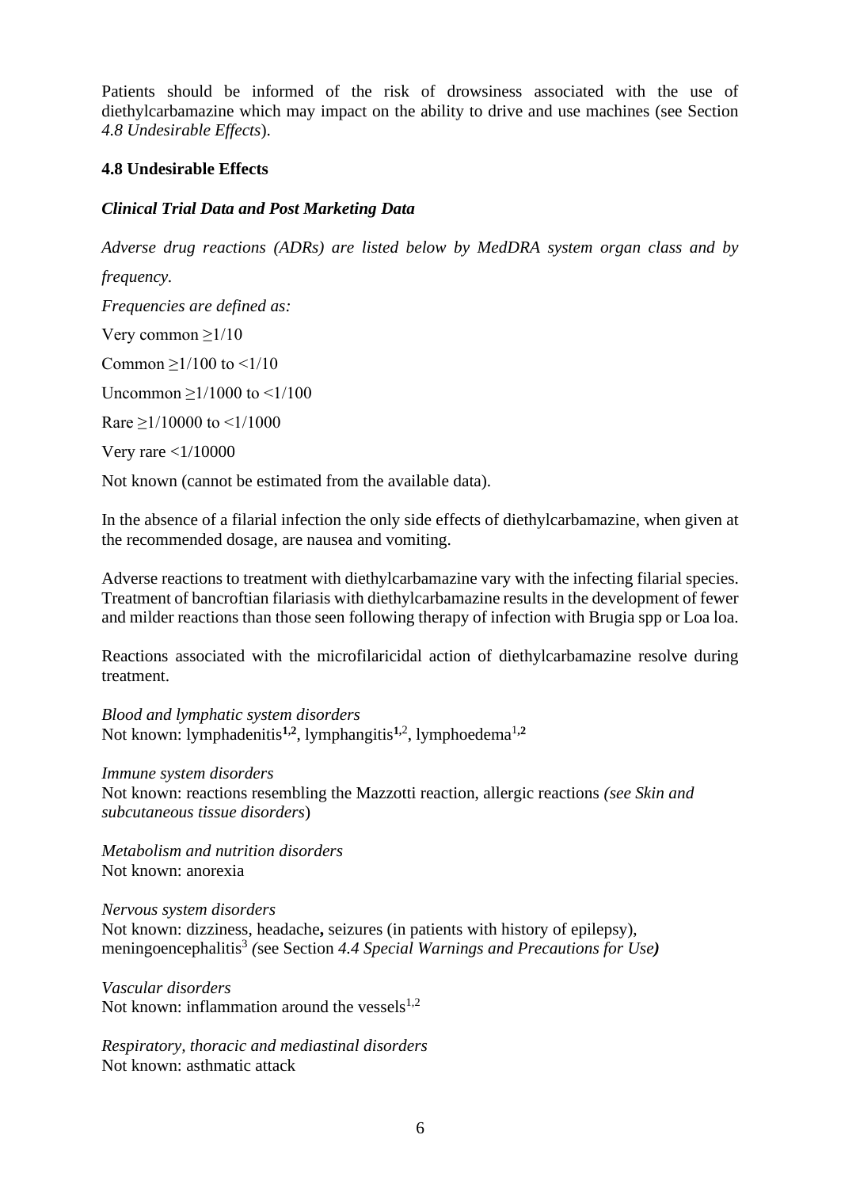Patients should be informed of the risk of drowsiness associated with the use of diethylcarbamazine which may impact on the ability to drive and use machines (see Section *4.8 Undesirable Effects*).

**4.8 Undesirable Effects**

***Clinical Trial Data and Post Marketing Data***

*Adverse drug reactions (ADRs) are listed below by MedDRA system organ class and by frequency.*

*Frequencies are defined as:*

Very common ≥1/10

Common ≥1/100 to <1/10

Uncommon ≥1/1000 to <1/100

Rare ≥1/10000 to <1/1000

Very rare <1/10000

Not known (cannot be estimated from the available data).

In the absence of a filarial infection the only side effects of diethylcarbamazine, when given at the recommended dosage, are nausea and vomiting.

Adverse reactions to treatment with diethylcarbamazine vary with the infecting filarial species. Treatment of bancroftian filariasis with diethylcarbamazine results in the development of fewer and milder reactions than those seen following therapy of infection with Brugia spp or Loa loa.

Reactions associated with the microfilaricidal action of diethylcarbamazine resolve during treatment.

*Blood and lymphatic system disorders*
Not known: lymphadenitis[1,2], lymphangitis[1,2], lymphoedema[1,2]

*Immune system disorders*
Not known: reactions resembling the Mazzotti reaction, allergic reactions *(see Skin and subcutaneous tissue disorders*)

*Metabolism and nutrition disorders*
Not known: anorexia

*Nervous system disorders*
Not known: dizziness, headache**,** seizures (in patients with history of epilepsy), meningoencephalitis[3] *(*see Section *4.4 Special Warnings and Precautions for Use**)***

*Vascular disorders*
Not known: inflammation around the vessels[1,2]

*Respiratory, thoracic and mediastinal disorders*
Not known: asthmatic attack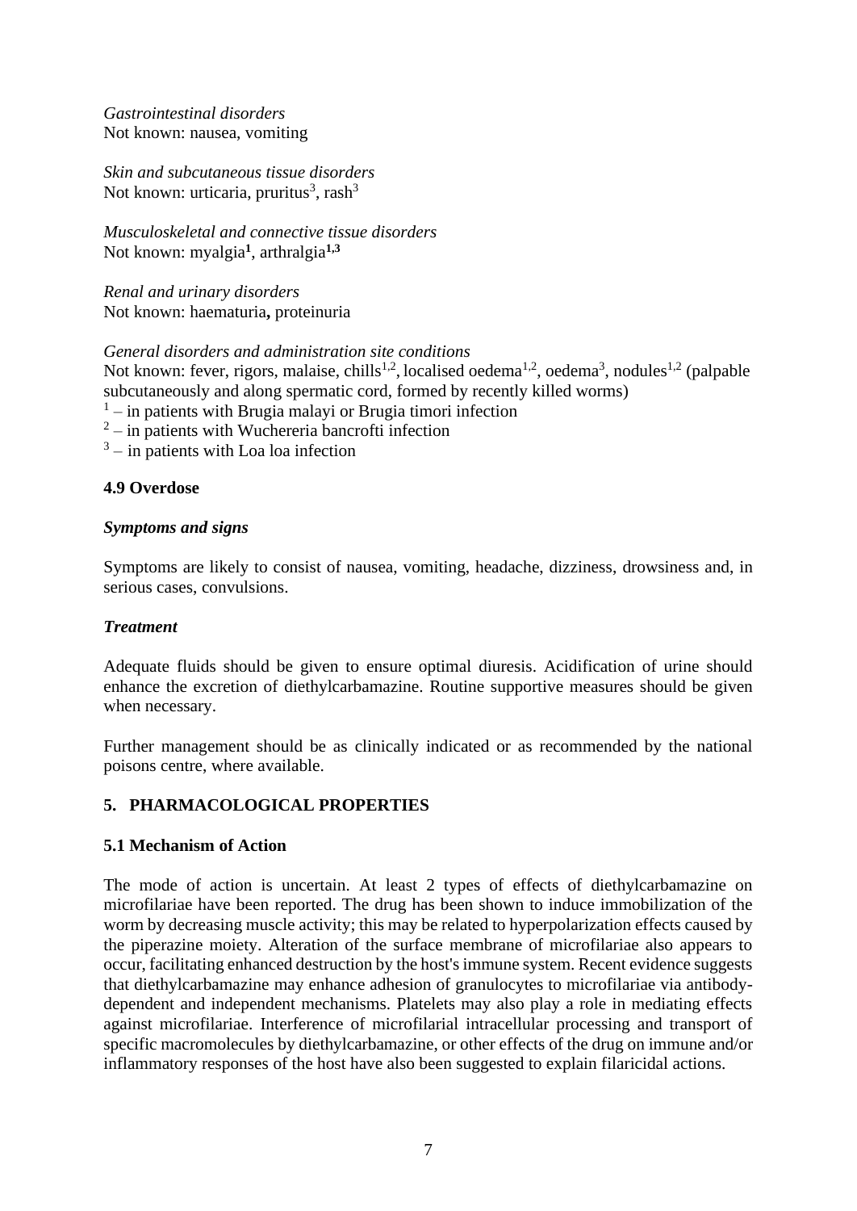*Gastrointestinal disorders*
Not known: nausea, vomiting

*Skin and subcutaneous tissue disorders*
Not known: urticaria, pruritus[3], rash[3]

*Musculoskeletal and connective tissue disorders*
Not known: myalgia**[1]**, arthralgia**[1,3]**

*Renal and urinary disorders*
Not known: haematuria**,** proteinuria

*General disorders and administration site conditions*
Not known: fever, rigors, malaise, chills[1,2], localised oedema[1,2], oedema[3], nodules[1,2] (palpable subcutaneously and along spermatic cord, formed by recently killed worms)
[1] – in patients with Brugia malayi or Brugia timori infection
[2] – in patients with Wuchereria bancrofti infection
[3] – in patients with Loa loa infection

### 4.9 Overdose

***Symptoms and signs***

Symptoms are likely to consist of nausea, vomiting, headache, dizziness, drowsiness and, in serious cases, convulsions.

***Treatment***

Adequate fluids should be given to ensure optimal diuresis. Acidification of urine should enhance the excretion of diethylcarbamazine. Routine supportive measures should be given when necessary.

Further management should be as clinically indicated or as recommended by the national poisons centre, where available.

## 5. PHARMACOLOGICAL PROPERTIES

### 5.1 Mechanism of Action

The mode of action is uncertain. At least 2 types of effects of diethylcarbamazine on microfilariae have been reported. The drug has been shown to induce immobilization of the worm by decreasing muscle activity; this may be related to hyperpolarization effects caused by the piperazine moiety. Alteration of the surface membrane of microfilariae also appears to occur, facilitating enhanced destruction by the host's immune system. Recent evidence suggests that diethylcarbamazine may enhance adhesion of granulocytes to microfilariae via antibody-dependent and independent mechanisms. Platelets may also play a role in mediating effects against microfilariae. Interference of microfilarial intracellular processing and transport of specific macromolecules by diethylcarbamazine, or other effects of the drug on immune and/or inflammatory responses of the host have also been suggested to explain filaricidal actions.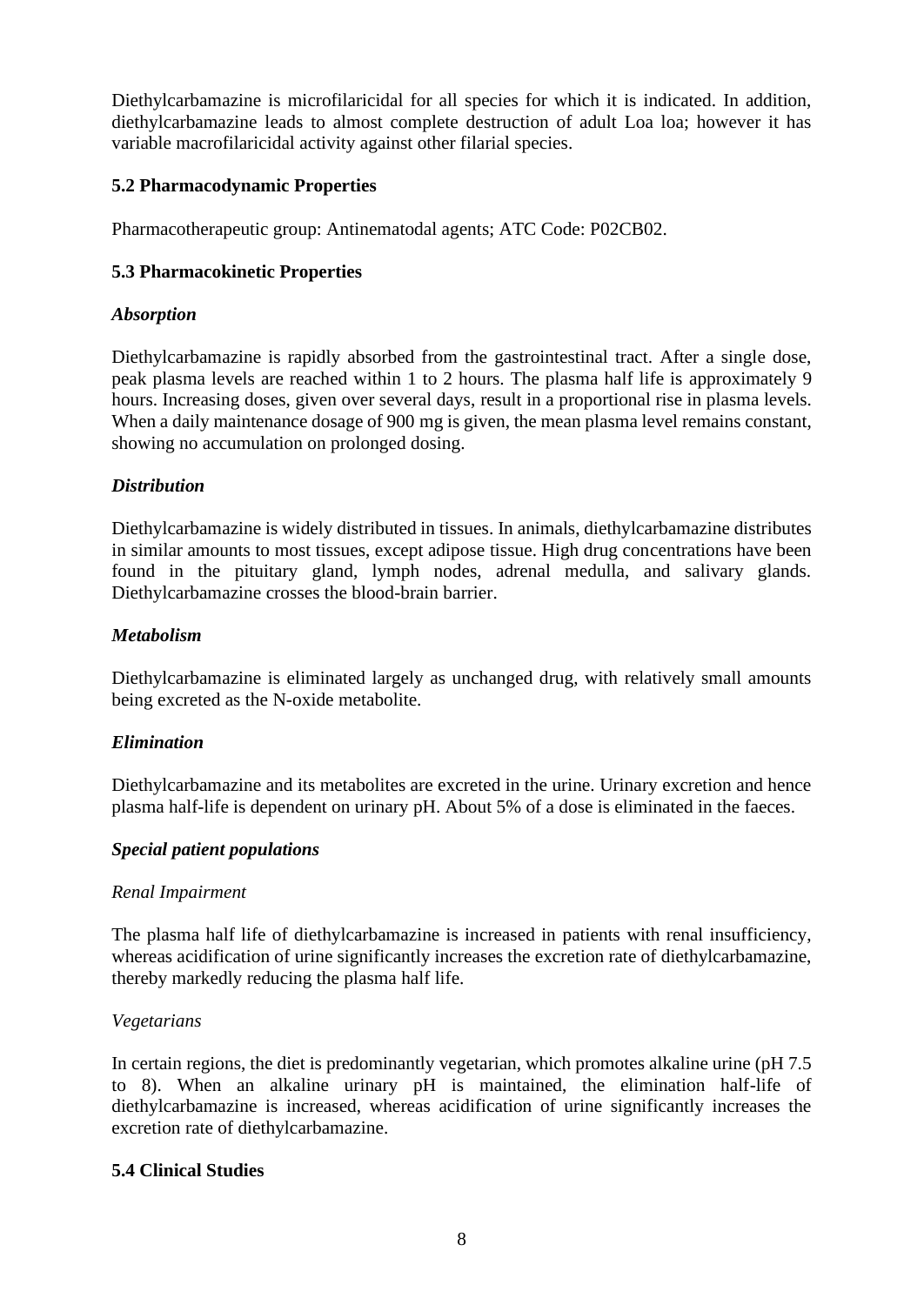Diethylcarbamazine is microfilaricidal for all species for which it is indicated. In addition, diethylcarbamazine leads to almost complete destruction of adult Loa loa; however it has variable macrofilaricidal activity against other filarial species.

### 5.2 Pharmacodynamic Properties

Pharmacotherapeutic group: Antinematodal agents; ATC Code: P02CB02.

### 5.3 Pharmacokinetic Properties

***Absorption***

Diethylcarbamazine is rapidly absorbed from the gastrointestinal tract. After a single dose, peak plasma levels are reached within 1 to 2 hours. The plasma half life is approximately 9 hours. Increasing doses, given over several days, result in a proportional rise in plasma levels. When a daily maintenance dosage of 900 mg is given, the mean plasma level remains constant, showing no accumulation on prolonged dosing.

***Distribution***

Diethylcarbamazine is widely distributed in tissues. In animals, diethylcarbamazine distributes in similar amounts to most tissues, except adipose tissue. High drug concentrations have been found in the pituitary gland, lymph nodes, adrenal medulla, and salivary glands. Diethylcarbamazine crosses the blood-brain barrier.

***Metabolism***

Diethylcarbamazine is eliminated largely as unchanged drug, with relatively small amounts being excreted as the N-oxide metabolite.

***Elimination***

Diethylcarbamazine and its metabolites are excreted in the urine. Urinary excretion and hence plasma half-life is dependent on urinary pH. About 5% of a dose is eliminated in the faeces.

***Special patient populations***

*Renal Impairment*

The plasma half life of diethylcarbamazine is increased in patients with renal insufficiency, whereas acidification of urine significantly increases the excretion rate of diethylcarbamazine, thereby markedly reducing the plasma half life.

*Vegetarians*

In certain regions, the diet is predominantly vegetarian, which promotes alkaline urine (pH 7.5 to 8). When an alkaline urinary pH is maintained, the elimination half-life of diethylcarbamazine is increased, whereas acidification of urine significantly increases the excretion rate of diethylcarbamazine.

### 5.4 Clinical Studies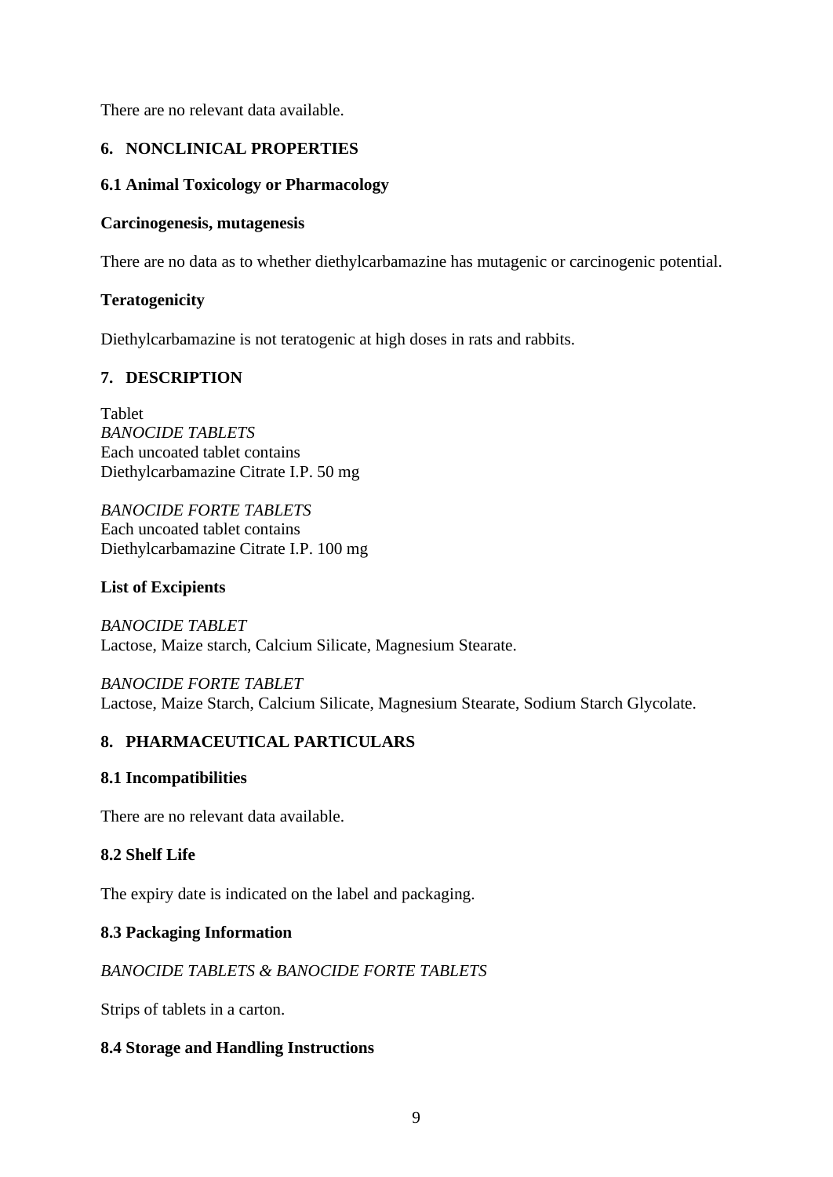There are no relevant data available.

## 6. NONCLINICAL PROPERTIES

### 6.1 Animal Toxicology or Pharmacology

**Carcinogenesis, mutagenesis**

There are no data as to whether diethylcarbamazine has mutagenic or carcinogenic potential.

**Teratogenicity**

Diethylcarbamazine is not teratogenic at high doses in rats and rabbits.

## 7. DESCRIPTION

Tablet
*BANOCIDE TABLETS*
Each uncoated tablet contains
Diethylcarbamazine Citrate I.P. 50 mg

*BANOCIDE FORTE TABLETS*
Each uncoated tablet contains
Diethylcarbamazine Citrate I.P. 100 mg

**List of Excipients**

*BANOCIDE TABLET*
Lactose, Maize starch, Calcium Silicate, Magnesium Stearate.

*BANOCIDE FORTE TABLET*
Lactose, Maize Starch, Calcium Silicate, Magnesium Stearate, Sodium Starch Glycolate.

## 8. PHARMACEUTICAL PARTICULARS

### 8.1 Incompatibilities

There are no relevant data available.

### 8.2 Shelf Life

The expiry date is indicated on the label and packaging.

### 8.3 Packaging Information

*BANOCIDE TABLETS & BANOCIDE FORTE TABLETS*

Strips of tablets in a carton.

### 8.4 Storage and Handling Instructions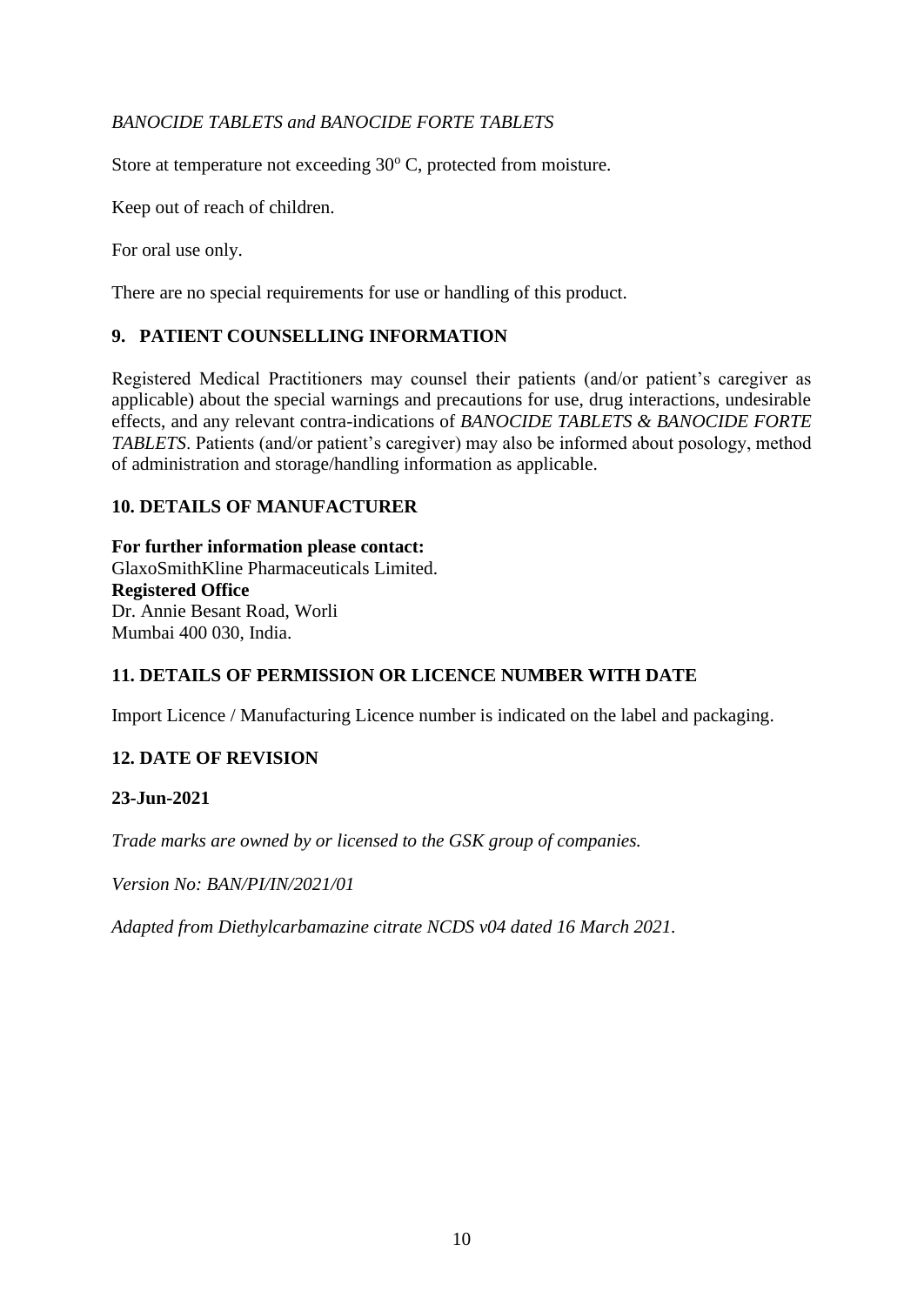*BANOCIDE TABLETS and BANOCIDE FORTE TABLETS*

Store at temperature not exceeding 30$^{o}$ C, protected from moisture.

Keep out of reach of children.

For oral use only.

There are no special requirements for use or handling of this product.

## 9. PATIENT COUNSELLING INFORMATION

Registered Medical Practitioners may counsel their patients (and/or patient's caregiver as applicable) about the special warnings and precautions for use, drug interactions, undesirable effects, and any relevant contra-indications of *BANOCIDE TABLETS & BANOCIDE FORTE TABLETS*. Patients (and/or patient's caregiver) may also be informed about posology, method of administration and storage/handling information as applicable.

## 10. DETAILS OF MANUFACTURER

**For further information please contact:**
GlaxoSmithKline Pharmaceuticals Limited.
**Registered Office**
Dr. Annie Besant Road, Worli
Mumbai 400 030, India.

## 11. DETAILS OF PERMISSION OR LICENCE NUMBER WITH DATE

Import Licence / Manufacturing Licence number is indicated on the label and packaging.

## 12. DATE OF REVISION

**23-Jun-2021**

*Trade marks are owned by or licensed to the GSK group of companies.*

*Version No: BAN/PI/IN/2021/01*

*Adapted from Diethylcarbamazine citrate NCDS v04 dated 16 March 2021.*